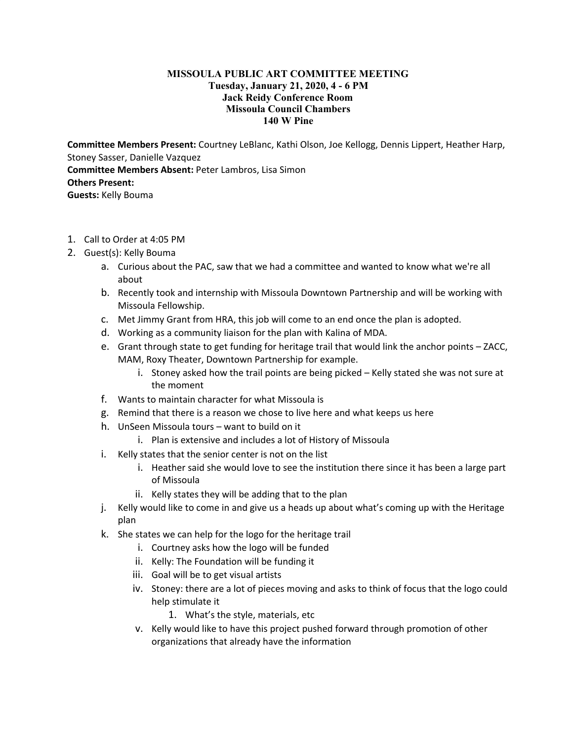# MISSOULA PUBLIC ART COMMITTEE MEETING
## Tuesday, January 21, 2020, 4 - 6 PM
## Jack Reidy Conference Room
## Missoula Council Chambers
## 140 W Pine

**Committee Members Present:** Courtney LeBlanc, Kathi Olson, Joe Kellogg, Dennis Lippert, Heather Harp, Stoney Sasser, Danielle Vazquez
**Committee Members Absent:** Peter Lambros, Lisa Simon
**Others Present:**
**Guests:** Kelly Bouma

1. Call to Order at 4:05 PM
2. Guest(s): Kelly Bouma
    a. Curious about the PAC, saw that we had a committee and wanted to know what we're all about
    b. Recently took and internship with Missoula Downtown Partnership and will be working with Missoula Fellowship.
    c. Met Jimmy Grant from HRA, this job will come to an end once the plan is adopted.
    d. Working as a community liaison for the plan with Kalina of MDA.
    e. Grant through state to get funding for heritage trail that would link the anchor points – ZACC, MAM, Roxy Theater, Downtown Partnership for example.
        i. Stoney asked how the trail points are being picked – Kelly stated she was not sure at the moment
    f. Wants to maintain character for what Missoula is
    g. Remind that there is a reason we chose to live here and what keeps us here
    h. UnSeen Missoula tours – want to build on it
        i. Plan is extensive and includes a lot of History of Missoula
    i. Kelly states that the senior center is not on the list
        i. Heather said she would love to see the institution there since it has been a large part of Missoula
        ii. Kelly states they will be adding that to the plan
    j. Kelly would like to come in and give us a heads up about what's coming up with the Heritage plan
    k. She states we can help for the logo for the heritage trail
        i. Courtney asks how the logo will be funded
        ii. Kelly: The Foundation will be funding it
        iii. Goal will be to get visual artists
        iv. Stoney: there are a lot of pieces moving and asks to think of focus that the logo could help stimulate it
            1. What's the style, materials, etc
        v. Kelly would like to have this project pushed forward through promotion of other organizations that already have the information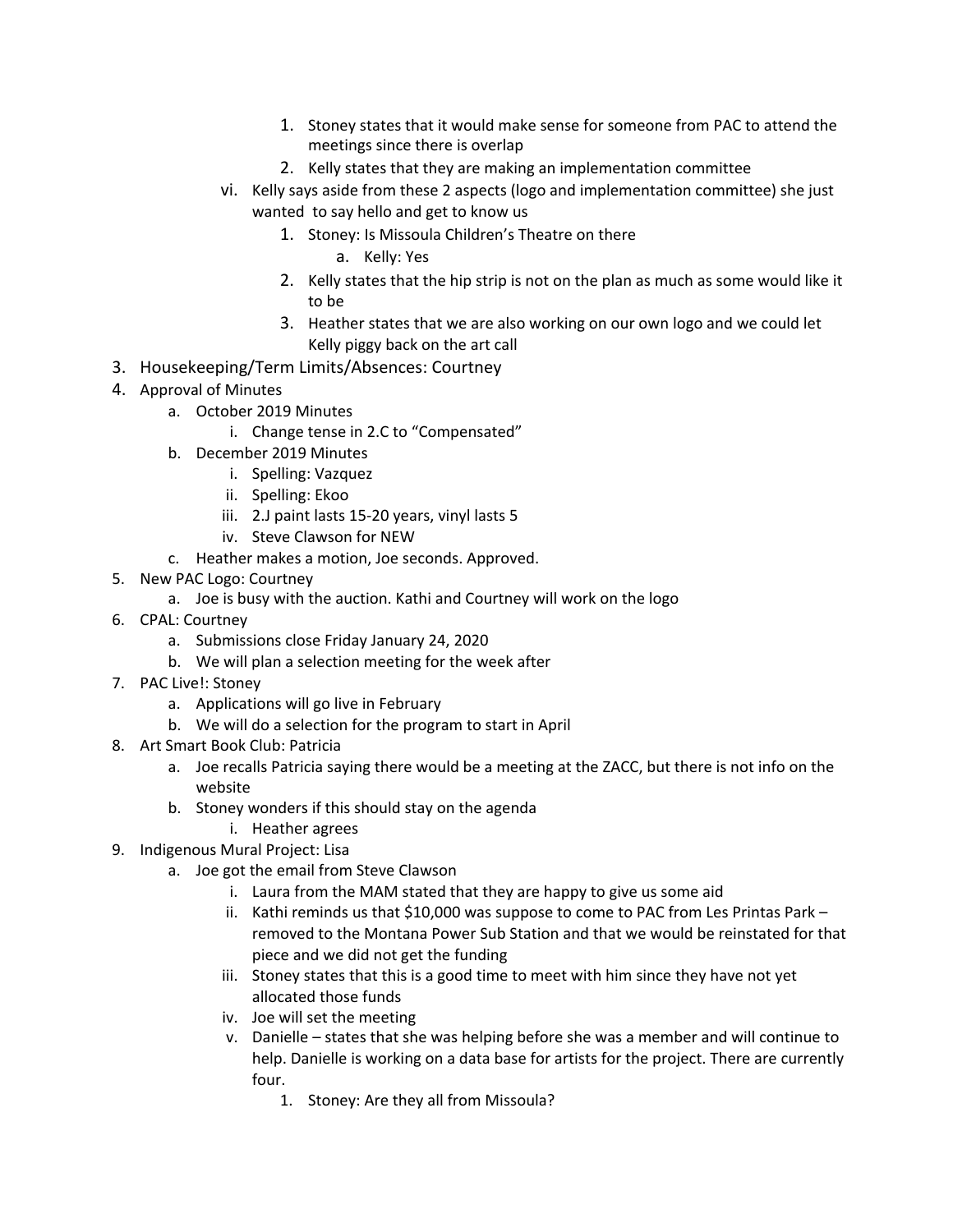1. Stoney states that it would make sense for someone from PAC to attend the meetings since there is overlap
                2. Kelly states that they are making an implementation committee
        vi. Kelly says aside from these 2 aspects (logo and implementation committee) she just wanted to say hello and get to know us
                1. Stoney: Is Missoula Children's Theatre on there
                    a. Kelly: Yes
                2. Kelly states that the hip strip is not on the plan as much as some would like it to be
                3. Heather states that we are also working on our own logo and we could let Kelly piggy back on the art call

3. Housekeeping/Term Limits/Absences: Courtney
4. Approval of Minutes
    a. October 2019 Minutes
        i. Change tense in 2.C to "Compensated"
    b. December 2019 Minutes
        i. Spelling: Vazquez
        ii. Spelling: Ekoo
        iii. 2.J paint lasts 15-20 years, vinyl lasts 5
        iv. Steve Clawson for NEW
    c. Heather makes a motion, Joe seconds. Approved.
5. New PAC Logo: Courtney
    a. Joe is busy with the auction. Kathi and Courtney will work on the logo
6. CPAL: Courtney
    a. Submissions close Friday January 24, 2020
    b. We will plan a selection meeting for the week after
7. PAC Live!: Stoney
    a. Applications will go live in February
    b. We will do a selection for the program to start in April
8. Art Smart Book Club: Patricia
    a. Joe recalls Patricia saying there would be a meeting at the ZACC, but there is not info on the website
    b. Stoney wonders if this should stay on the agenda
        i. Heather agrees
9. Indigenous Mural Project: Lisa
    a. Joe got the email from Steve Clawson
        i. Laura from the MAM stated that they are happy to give us some aid
        ii. Kathi reminds us that $10,000 was suppose to come to PAC from Les Printas Park – removed to the Montana Power Sub Station and that we would be reinstated for that piece and we did not get the funding
        iii. Stoney states that this is a good time to meet with him since they have not yet allocated those funds
        iv. Joe will set the meeting
        v. Danielle – states that she was helping before she was a member and will continue to help. Danielle is working on a data base for artists for the project. There are currently four.
            1. Stoney: Are they all from Missoula?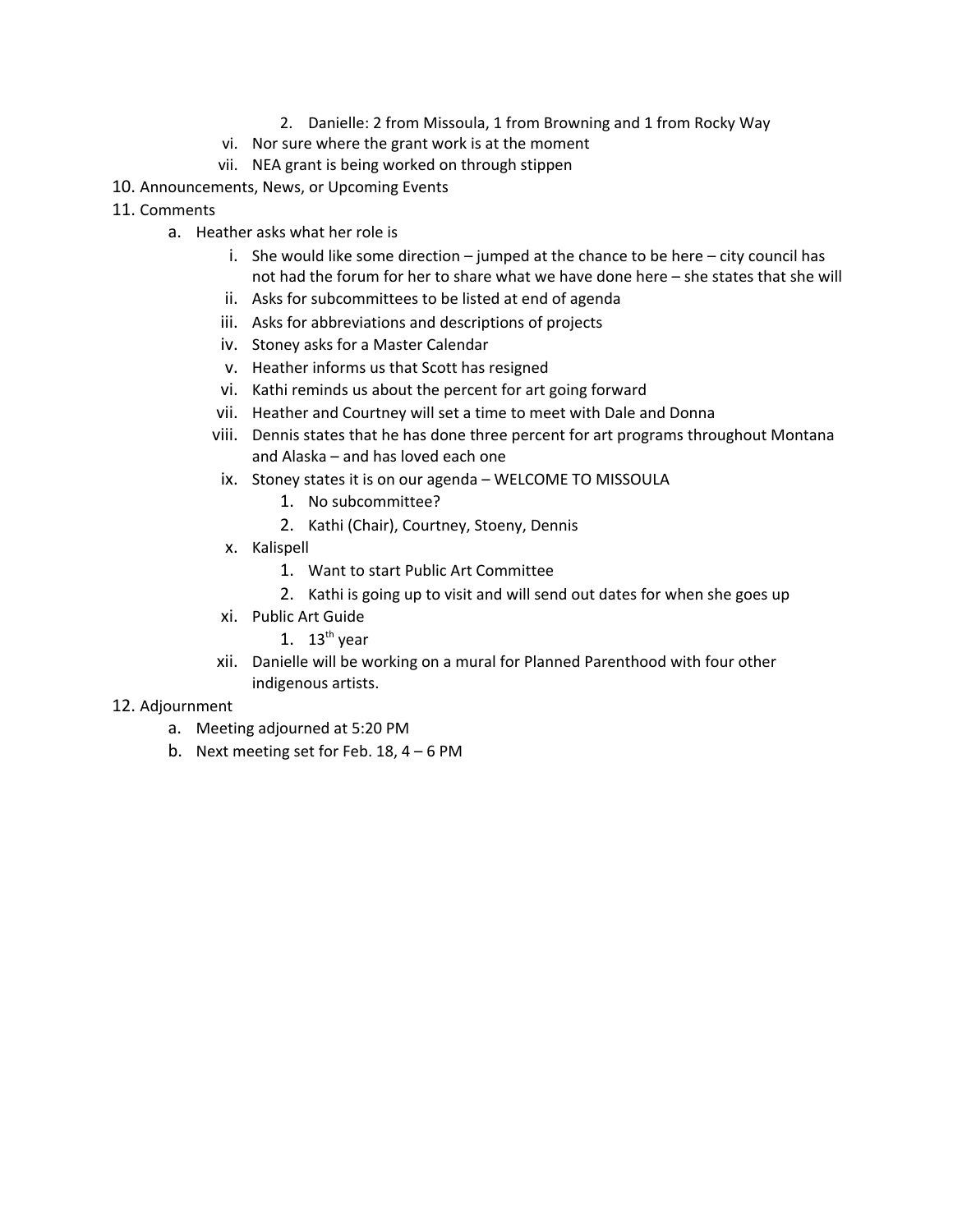2. Danielle: 2 from Missoula, 1 from Browning and 1 from Rocky Way
    vi. Nor sure where the grant work is at the moment
    vii. NEA grant is being worked on through stippen

10. Announcements, News, or Upcoming Events
11. Comments
    a. Heather asks what her role is
        i. She would like some direction – jumped at the chance to be here – city council has not had the forum for her to share what we have done here – she states that she will
        ii. Asks for subcommittees to be listed at end of agenda
        iii. Asks for abbreviations and descriptions of projects
        iv. Stoney asks for a Master Calendar
        v. Heather informs us that Scott has resigned
        vi. Kathi reminds us about the percent for art going forward
        vii. Heather and Courtney will set a time to meet with Dale and Donna
        viii. Dennis states that he has done three percent for art programs throughout Montana and Alaska – and has loved each one
        ix. Stoney states it is on our agenda – WELCOME TO MISSOULA
            1. No subcommittee?
            2. Kathi (Chair), Courtney, Stoeny, Dennis
        x. Kalispell
            1. Want to start Public Art Committee
            2. Kathi is going up to visit and will send out dates for when she goes up
        xi. Public Art Guide
            1. 13th year
        xii. Danielle will be working on a mural for Planned Parenthood with four other indigenous artists.
12. Adjournment
    a. Meeting adjourned at 5:20 PM
    b. Next meeting set for Feb. 18, 4 – 6 PM